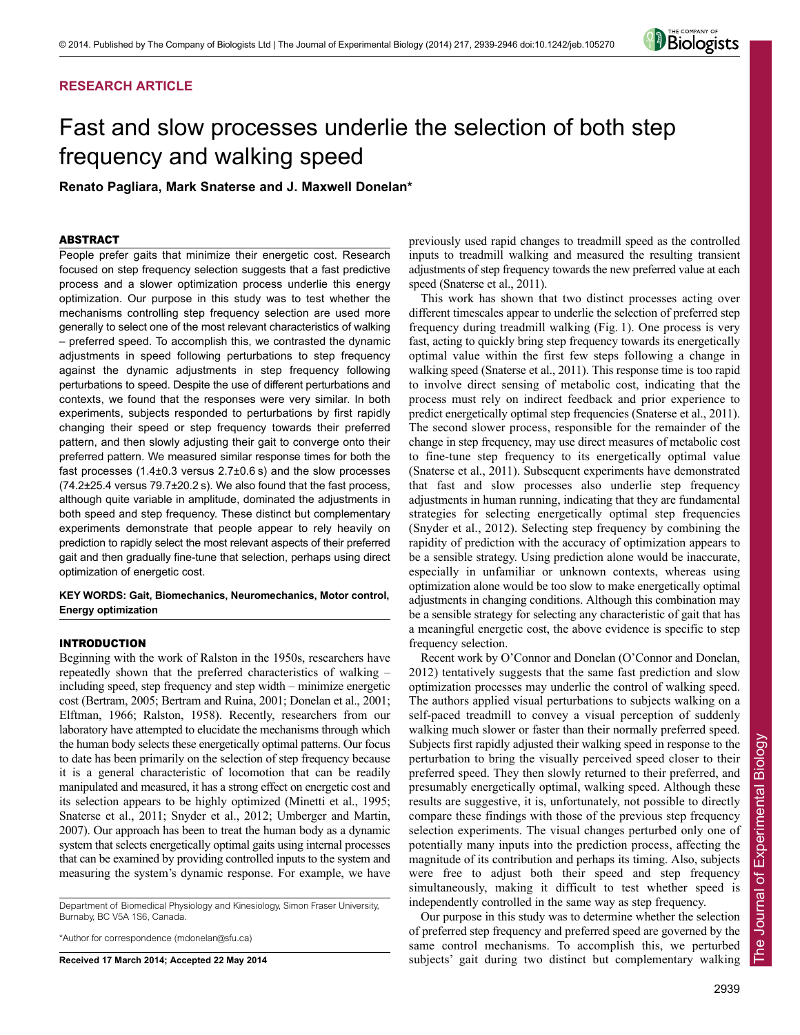RESEARCH ARTICLE

# Fast and slow processes underlie the selection of both step frequency and walking speed

**Renato Pagliara, Mark Snaterse and J. Maxwell Donelan***

## ABSTRACT

People prefer gaits that minimize their energetic cost. Research focused on step frequency selection suggests that a fast predictive process and a slower optimization process underlie this energy optimization. Our purpose in this study was to test whether the mechanisms controlling step frequency selection are used more generally to select one of the most relevant characteristics of walking – preferred speed. To accomplish this, we contrasted the dynamic adjustments in speed following perturbations to step frequency against the dynamic adjustments in step frequency following perturbations to speed. Despite the use of different perturbations and contexts, we found that the responses were very similar. In both experiments, subjects responded to perturbations by first rapidly changing their speed or step frequency towards their preferred pattern, and then slowly adjusting their gait to converge onto their preferred pattern. We measured similar response times for both the fast processes (1.4±0.3 versus 2.7±0.6 s) and the slow processes (74.2±25.4 versus 79.7±20.2 s). We also found that the fast process, although quite variable in amplitude, dominated the adjustments in both speed and step frequency. These distinct but complementary experiments demonstrate that people appear to rely heavily on prediction to rapidly select the most relevant aspects of their preferred gait and then gradually fine-tune that selection, perhaps using direct optimization of energetic cost.

**KEY WORDS: Gait, Biomechanics, Neuromechanics, Motor control, Energy optimization**

## INTRODUCTION

Beginning with the work of Ralston in the 1950s, researchers have repeatedly shown that the preferred characteristics of walking – including speed, step frequency and step width – minimize energetic cost (Bertram, 2005; Bertram and Ruina, 2001; Donelan et al., 2001; Elftman, 1966; Ralston, 1958). Recently, researchers from our laboratory have attempted to elucidate the mechanisms through which the human body selects these energetically optimal patterns. Our focus to date has been primarily on the selection of step frequency because it is a general characteristic of locomotion that can be readily manipulated and measured, it has a strong effect on energetic cost and its selection appears to be highly optimized (Minetti et al., 1995; Snaterse et al., 2011; Snyder et al., 2012; Umberger and Martin, 2007). Our approach has been to treat the human body as a dynamic system that selects energetically optimal gaits using internal processes that can be examined by providing controlled inputs to the system and measuring the system's dynamic response. For example, we have previously used rapid changes to treadmill speed as the controlled inputs to treadmill walking and measured the resulting transient adjustments of step frequency towards the new preferred value at each speed (Snaterse et al., 2011).

This work has shown that two distinct processes acting over different timescales appear to underlie the selection of preferred step frequency during treadmill walking (Fig. 1). One process is very fast, acting to quickly bring step frequency towards its energetically optimal value within the first few steps following a change in walking speed (Snaterse et al., 2011). This response time is too rapid to involve direct sensing of metabolic cost, indicating that the process must rely on indirect feedback and prior experience to predict energetically optimal step frequencies (Snaterse et al., 2011). The second slower process, responsible for the remainder of the change in step frequency, may use direct measures of metabolic cost to fine-tune step frequency to its energetically optimal value (Snaterse et al., 2011). Subsequent experiments have demonstrated that fast and slow processes also underlie step frequency adjustments in human running, indicating that they are fundamental strategies for selecting energetically optimal step frequencies (Snyder et al., 2012). Selecting step frequency by combining the rapidity of prediction with the accuracy of optimization appears to be a sensible strategy. Using prediction alone would be inaccurate, especially in unfamiliar or unknown contexts, whereas using optimization alone would be too slow to make energetically optimal adjustments in changing conditions. Although this combination may be a sensible strategy for selecting any characteristic of gait that has a meaningful energetic cost, the above evidence is specific to step frequency selection.

Recent work by O'Connor and Donelan (O'Connor and Donelan, 2012) tentatively suggests that the same fast prediction and slow optimization processes may underlie the control of walking speed. The authors applied visual perturbations to subjects walking on a self-paced treadmill to convey a visual perception of suddenly walking much slower or faster than their normally preferred speed. Subjects first rapidly adjusted their walking speed in response to the perturbation to bring the visually perceived speed closer to their preferred speed. They then slowly returned to their preferred, and presumably energetically optimal, walking speed. Although these results are suggestive, it is, unfortunately, not possible to directly compare these findings with those of the previous step frequency selection experiments. The visual changes perturbed only one of potentially many inputs into the prediction process, affecting the magnitude of its contribution and perhaps its timing. Also, subjects were free to adjust both their speed and step frequency simultaneously, making it difficult to test whether speed is independently controlled in the same way as step frequency.

Our purpose in this study was to determine whether the selection of preferred step frequency and preferred speed are governed by the same control mechanisms. To accomplish this, we perturbed subjects' gait during two distinct but complementary walking

Department of Biomedical Physiology and Kinesiology, Simon Fraser University, Burnaby, BC V5A 1S6, Canada.

*Author for correspondence (mdonelan@sfu.ca)

**Received 17 March 2014; Accepted 22 May 2014**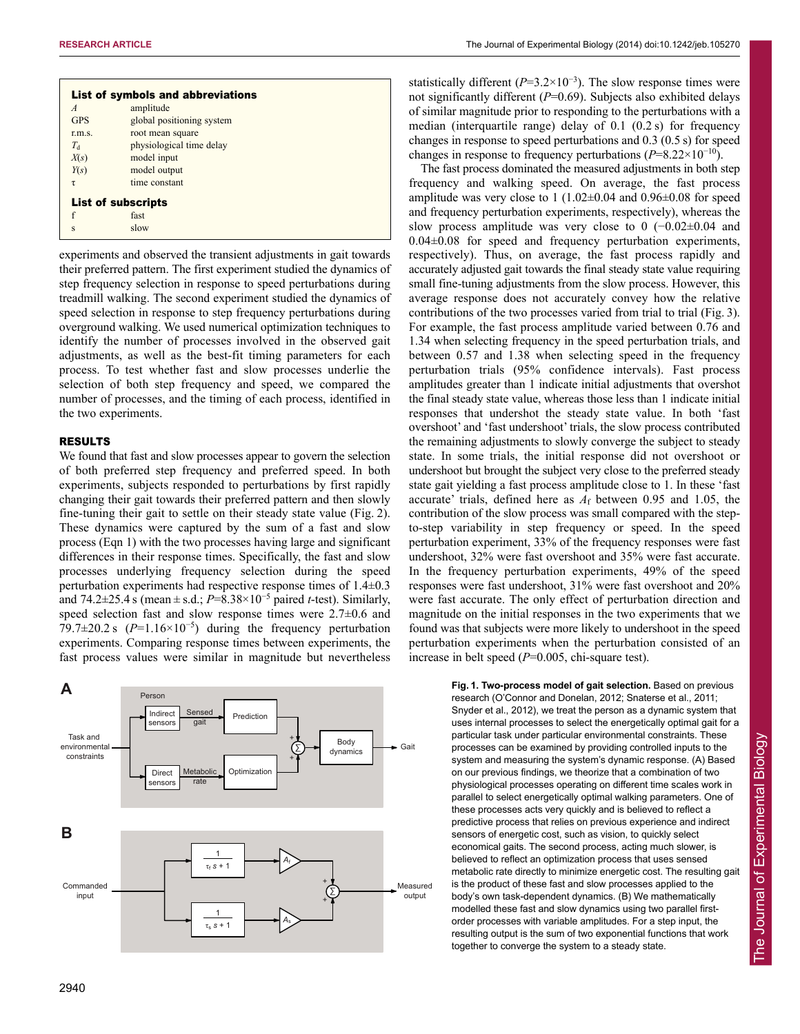**List of symbols and abbreviations**

| | |
|---|---|
| $A$ | amplitude |
| GPS | global positioning system |
| r.m.s. | root mean square |
| $T_d$ | physiological time delay |
| $X(s)$ | model input |
| $Y(s)$ | model output |
| $\tau$ | time constant |

**List of subscripts**

| | |
|---|---|
| f | fast |
| s | slow |

experiments and observed the transient adjustments in gait towards their preferred pattern. The first experiment studied the dynamics of step frequency selection in response to speed perturbations during treadmill walking. The second experiment studied the dynamics of speed selection in response to step frequency perturbations during overground walking. We used numerical optimization techniques to identify the number of processes involved in the observed gait adjustments, as well as the best-fit timing parameters for each process. To test whether fast and slow processes underlie the selection of both step frequency and speed, we compared the number of processes, and the timing of each process, identified in the two experiments.

## RESULTS

We found that fast and slow processes appear to govern the selection of both preferred step frequency and preferred speed. In both experiments, subjects responded to perturbations by first rapidly changing their gait towards their preferred pattern and then slowly fine-tuning their gait to settle on their steady state value (Fig. 2). These dynamics were captured by the sum of a fast and slow process (Eqn 1) with the two processes having large and significant differences in their response times. Specifically, the fast and slow processes underlying frequency selection during the speed perturbation experiments had respective response times of 1.4±0.3 and 74.2±25.4 s (mean ± s.d.; $P$=8.38×10$^{-5}$ paired $t$-test). Similarly, speed selection fast and slow response times were 2.7±0.6 and 79.7±20.2 s ($P$=1.16×10$^{-5}$) during the frequency perturbation experiments. Comparing response times between experiments, the fast process values were similar in magnitude but nevertheless statistically different ($P$=3.2×10$^{-3}$). The slow response times were not significantly different ($P$=0.69). Subjects also exhibited delays of similar magnitude prior to responding to the perturbations with a median (interquartile range) delay of 0.1 (0.2 s) for frequency changes in response to speed perturbations and 0.3 (0.5 s) for speed changes in response to frequency perturbations ($P$=8.22×10$^{-10}$).

The fast process dominated the measured adjustments in both step frequency and walking speed. On average, the fast process amplitude was very close to 1 (1.02±0.04 and 0.96±0.08 for speed and frequency perturbation experiments, respectively), whereas the slow process amplitude was very close to 0 (−0.02±0.04 and 0.04±0.08 for speed and frequency perturbation experiments, respectively). Thus, on average, the fast process rapidly and accurately adjusted gait towards the final steady state value requiring small fine-tuning adjustments from the slow process. However, this average response does not accurately convey how the relative contributions of the two processes varied from trial to trial (Fig. 3). For example, the fast process amplitude varied between 0.76 and 1.34 when selecting frequency in the speed perturbation trials, and between 0.57 and 1.38 when selecting speed in the frequency perturbation trials (95% confidence intervals). Fast process amplitudes greater than 1 indicate initial adjustments that overshot the final steady state value, whereas those less than 1 indicate initial responses that undershot the steady state value. In both 'fast overshoot' and 'fast undershoot' trials, the slow process contributed the remaining adjustments to slowly converge the subject to steady state. In some trials, the initial response did not overshoot or undershoot but brought the subject very close to the preferred steady state gait yielding a fast process amplitude close to 1. In these 'fast accurate' trials, defined here as $A_f$ between 0.95 and 1.05, the contribution of the slow process was small compared with the step-to-step variability in step frequency or speed. In the speed perturbation experiment, 33% of the frequency responses were fast undershoot, 32% were fast overshoot and 35% were fast accurate. In the frequency perturbation experiments, 49% of the speed responses were fast undershoot, 31% were fast overshoot and 20% were fast accurate. The only effect of perturbation direction and magnitude on the initial responses in the two experiments that we found was that subjects were more likely to undershoot in the speed perturbation experiments when the perturbation consisted of an increase in belt speed ($P$=0.005, chi-square test).

**Fig. 1. Two-process model of gait selection.** Based on previous research (O'Connor and Donelan, 2012; Snaterse et al., 2011; Snyder et al., 2012), we treat the person as a dynamic system that uses internal processes to select the energetically optimal gait for a particular task under particular environmental constraints. These processes can be examined by providing controlled inputs to the system and measuring the system's dynamic response. (A) Based on our previous findings, we theorize that a combination of two physiological processes operating on different time scales work in parallel to select energetically optimal walking parameters. One of these processes acts very quickly and is believed to reflect a predictive process that relies on previous experience and indirect sensors of energetic cost, such as vision, to quickly select economical gaits. The second process, acting much slower, is believed to reflect an optimization process that uses sensed metabolic rate directly to minimize energetic cost. The resulting gait is the product of these fast and slow processes applied to the body's own task-dependent dynamics. (B) We mathematically modelled these fast and slow dynamics using two parallel first-order processes with variable amplitudes. For a step input, the resulting output is the sum of two exponential functions that work together to converge the system to a steady state.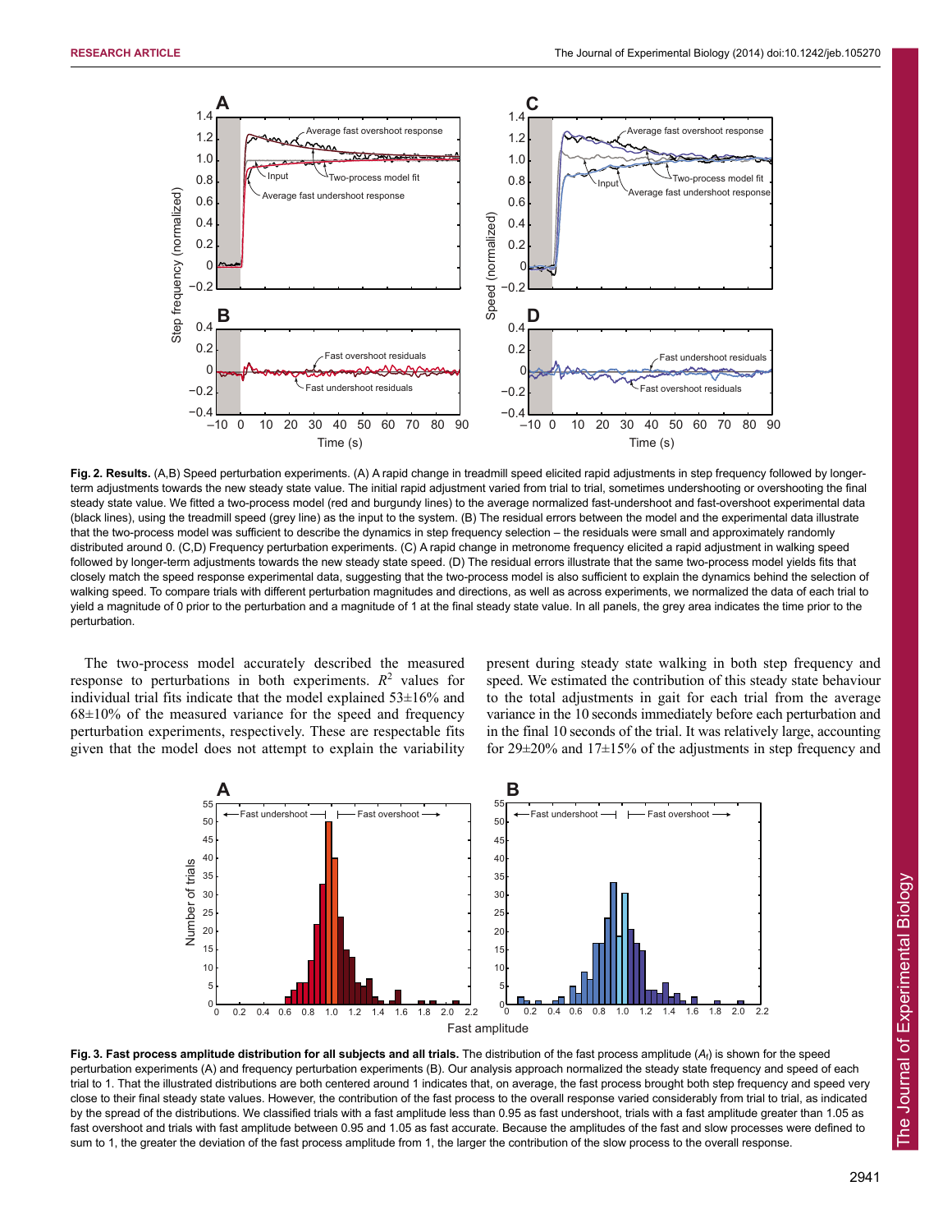**Fig. 2. Results.** (A,B) Speed perturbation experiments. (A) A rapid change in treadmill speed elicited rapid adjustments in step frequency followed by longer-term adjustments towards the new steady state value. The initial rapid adjustment varied from trial to trial, sometimes undershooting or overshooting the final steady state value. We fitted a two-process model (red and burgundy lines) to the average normalized fast-undershoot and fast-overshoot experimental data (black lines), using the treadmill speed (grey line) as the input to the system. (B) The residual errors between the model and the experimental data illustrate that the two-process model was sufficient to describe the dynamics in step frequency selection – the residuals were small and approximately randomly distributed around 0. (C,D) Frequency perturbation experiments. (C) A rapid change in metronome frequency elicited a rapid adjustment in walking speed followed by longer-term adjustments towards the new steady state speed. (D) The residual errors illustrate that the same two-process model yields fits that closely match the speed response experimental data, suggesting that the two-process model is also sufficient to explain the dynamics behind the selection of walking speed. To compare trials with different perturbation magnitudes and directions, as well as across experiments, we normalized the data of each trial to yield a magnitude of 0 prior to the perturbation and a magnitude of 1 at the final steady state value. In all panels, the grey area indicates the time prior to the perturbation.

The two-process model accurately described the measured response to perturbations in both experiments. $R^2$ values for individual trial fits indicate that the model explained 53±16% and 68±10% of the measured variance for the speed and frequency perturbation experiments, respectively. These are respectable fits given that the model does not attempt to explain the variability present during steady state walking in both step frequency and speed. We estimated the contribution of this steady state behaviour to the total adjustments in gait for each trial from the average variance in the 10 seconds immediately before each perturbation and in the final 10 seconds of the trial. It was relatively large, accounting for 29±20% and 17±15% of the adjustments in step frequency and

**Fig. 3. Fast process amplitude distribution for all subjects and all trials.** The distribution of the fast process amplitude ($A_f$) is shown for the speed perturbation experiments (A) and frequency perturbation experiments (B). Our analysis approach normalized the steady state frequency and speed of each trial to 1. That the illustrated distributions are both centered around 1 indicates that, on average, the fast process brought both step frequency and speed very close to their final steady state values. However, the contribution of the fast process to the overall response varied considerably from trial to trial, as indicated by the spread of the distributions. We classified trials with a fast amplitude less than 0.95 as fast undershoot, trials with a fast amplitude greater than 1.05 as fast overshoot and trials with fast amplitude between 0.95 and 1.05 as fast accurate. Because the amplitudes of the fast and slow processes were defined to sum to 1, the greater the deviation of the fast process amplitude from 1, the larger the contribution of the slow process to the overall response.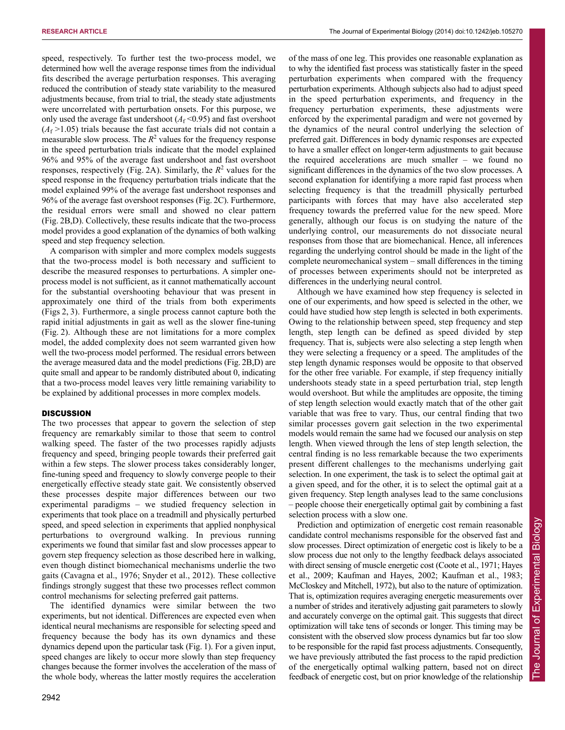speed, respectively. To further test the two-process model, we determined how well the average response times from the individual fits described the average perturbation responses. This averaging reduced the contribution of steady state variability to the measured adjustments because, from trial to trial, the steady state adjustments were uncorrelated with perturbation onsets. For this purpose, we only used the average fast undershoot ($A_f$ <0.95) and fast overshoot ($A_f$ >1.05) trials because the fast accurate trials did not contain a measurable slow process. The $R^2$ values for the frequency response in the speed perturbation trials indicate that the model explained 96% and 95% of the average fast undershoot and fast overshoot responses, respectively (Fig. 2A). Similarly, the $R^2$ values for the speed response in the frequency perturbation trials indicate that the model explained 99% of the average fast undershoot responses and 96% of the average fast overshoot responses (Fig. 2C). Furthermore, the residual errors were small and showed no clear pattern (Fig. 2B,D). Collectively, these results indicate that the two-process model provides a good explanation of the dynamics of both walking speed and step frequency selection.

A comparison with simpler and more complex models suggests that the two-process model is both necessary and sufficient to describe the measured responses to perturbations. A simpler one-process model is not sufficient, as it cannot mathematically account for the substantial overshooting behaviour that was present in approximately one third of the trials from both experiments (Figs 2, 3). Furthermore, a single process cannot capture both the rapid initial adjustments in gait as well as the slower fine-tuning (Fig. 2). Although these are not limitations for a more complex model, the added complexity does not seem warranted given how well the two-process model performed. The residual errors between the average measured data and the model predictions (Fig. 2B,D) are quite small and appear to be randomly distributed about 0, indicating that a two-process model leaves very little remaining variability to be explained by additional processes in more complex models.

## DISCUSSION

The two processes that appear to govern the selection of step frequency are remarkably similar to those that seem to control walking speed. The faster of the two processes rapidly adjusts frequency and speed, bringing people towards their preferred gait within a few steps. The slower process takes considerably longer, fine-tuning speed and frequency to slowly converge people to their energetically effective steady state gait. We consistently observed these processes despite major differences between our two experimental paradigms – we studied frequency selection in experiments that took place on a treadmill and physically perturbed speed, and speed selection in experiments that applied nonphysical perturbations to overground walking. In previous running experiments we found that similar fast and slow processes appear to govern step frequency selection as those described here in walking, even though distinct biomechanical mechanisms underlie the two gaits (Cavagna et al., 1976; Snyder et al., 2012). These collective findings strongly suggest that these two processes reflect common control mechanisms for selecting preferred gait patterns.

The identified dynamics were similar between the two experiments, but not identical. Differences are expected even when identical neural mechanisms are responsible for selecting speed and frequency because the body has its own dynamics and these dynamics depend upon the particular task (Fig. 1). For a given input, speed changes are likely to occur more slowly than step frequency changes because the former involves the acceleration of the mass of the whole body, whereas the latter mostly requires the acceleration of the mass of one leg. This provides one reasonable explanation as to why the identified fast process was statistically faster in the speed perturbation experiments when compared with the frequency perturbation experiments. Although subjects also had to adjust speed in the speed perturbation experiments, and frequency in the frequency perturbation experiments, these adjustments were enforced by the experimental paradigm and were not governed by the dynamics of the neural control underlying the selection of preferred gait. Differences in body dynamic responses are expected to have a smaller effect on longer-term adjustments to gait because the required accelerations are much smaller – we found no significant differences in the dynamics of the two slow processes. A second explanation for identifying a more rapid fast process when selecting frequency is that the treadmill physically perturbed participants with forces that may have also accelerated step frequency towards the preferred value for the new speed. More generally, although our focus is on studying the nature of the underlying control, our measurements do not dissociate neural responses from those that are biomechanical. Hence, all inferences regarding the underlying control should be made in the light of the complete neuromechanical system – small differences in the timing of processes between experiments should not be interpreted as differences in the underlying neural control.

Although we have examined how step frequency is selected in one of our experiments, and how speed is selected in the other, we could have studied how step length is selected in both experiments. Owing to the relationship between speed, step frequency and step length, step length can be defined as speed divided by step frequency. That is, subjects were also selecting a step length when they were selecting a frequency or a speed. The amplitudes of the step length dynamic responses would be opposite to that observed for the other free variable. For example, if step frequency initially undershoots steady state in a speed perturbation trial, step length would overshoot. But while the amplitudes are opposite, the timing of step length selection would exactly match that of the other gait variable that was free to vary. Thus, our central finding that two similar processes govern gait selection in the two experimental models would remain the same had we focused our analysis on step length. When viewed through the lens of step length selection, the central finding is no less remarkable because the two experiments present different challenges to the mechanisms underlying gait selection. In one experiment, the task is to select the optimal gait at a given speed, and for the other, it is to select the optimal gait at a given frequency. Step length analyses lead to the same conclusions – people choose their energetically optimal gait by combining a fast selection process with a slow one.

Prediction and optimization of energetic cost remain reasonable candidate control mechanisms responsible for the observed fast and slow processes. Direct optimization of energetic cost is likely to be a slow process due not only to the lengthy feedback delays associated with direct sensing of muscle energetic cost (Coote et al., 1971; Hayes et al., 2009; Kaufman and Hayes, 2002; Kaufman et al., 1983; McCloskey and Mitchell, 1972), but also to the nature of optimization. That is, optimization requires averaging energetic measurements over a number of strides and iteratively adjusting gait parameters to slowly and accurately converge on the optimal gait. This suggests that direct optimization will take tens of seconds or longer. This timing may be consistent with the observed slow process dynamics but far too slow to be responsible for the rapid fast process adjustments. Consequently, we have previously attributed the fast process to the rapid prediction of the energetically optimal walking pattern, based not on direct feedback of energetic cost, but on prior knowledge of the relationship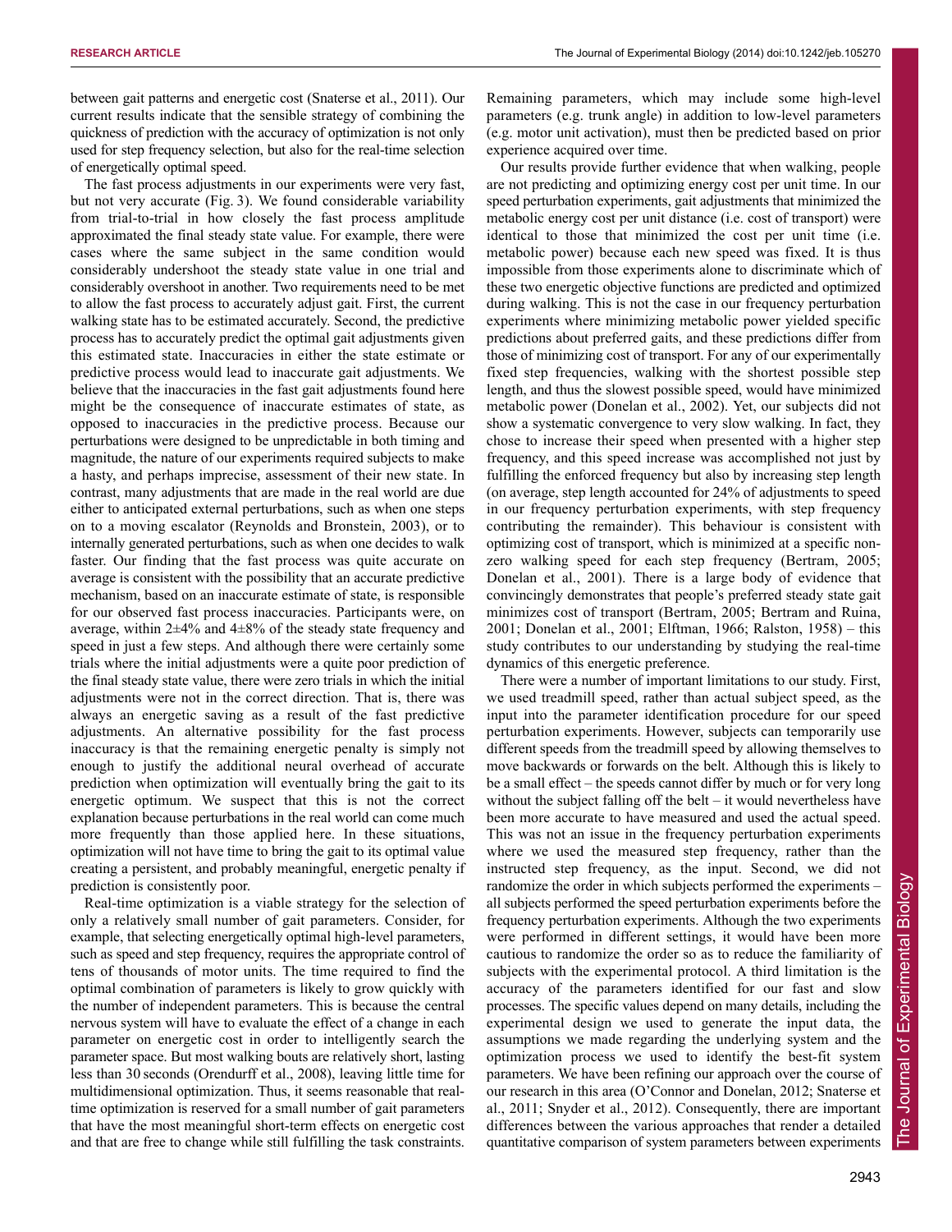between gait patterns and energetic cost (Snaterse et al., 2011). Our current results indicate that the sensible strategy of combining the quickness of prediction with the accuracy of optimization is not only used for step frequency selection, but also for the real-time selection of energetically optimal speed.

The fast process adjustments in our experiments were very fast, but not very accurate (Fig. 3). We found considerable variability from trial-to-trial in how closely the fast process amplitude approximated the final steady state value. For example, there were cases where the same subject in the same condition would considerably undershoot the steady state value in one trial and considerably overshoot in another. Two requirements need to be met to allow the fast process to accurately adjust gait. First, the current walking state has to be estimated accurately. Second, the predictive process has to accurately predict the optimal gait adjustments given this estimated state. Inaccuracies in either the state estimate or predictive process would lead to inaccurate gait adjustments. We believe that the inaccuracies in the fast gait adjustments found here might be the consequence of inaccurate estimates of state, as opposed to inaccuracies in the predictive process. Because our perturbations were designed to be unpredictable in both timing and magnitude, the nature of our experiments required subjects to make a hasty, and perhaps imprecise, assessment of their new state. In contrast, many adjustments that are made in the real world are due either to anticipated external perturbations, such as when one steps on to a moving escalator (Reynolds and Bronstein, 2003), or to internally generated perturbations, such as when one decides to walk faster. Our finding that the fast process was quite accurate on average is consistent with the possibility that an accurate predictive mechanism, based on an inaccurate estimate of state, is responsible for our observed fast process inaccuracies. Participants were, on average, within 2±4% and 4±8% of the steady state frequency and speed in just a few steps. And although there were certainly some trials where the initial adjustments were a quite poor prediction of the final steady state value, there were zero trials in which the initial adjustments were not in the correct direction. That is, there was always an energetic saving as a result of the fast predictive adjustments. An alternative possibility for the fast process inaccuracy is that the remaining energetic penalty is simply not enough to justify the additional neural overhead of accurate prediction when optimization will eventually bring the gait to its energetic optimum. We suspect that this is not the correct explanation because perturbations in the real world can come much more frequently than those applied here. In these situations, optimization will not have time to bring the gait to its optimal value creating a persistent, and probably meaningful, energetic penalty if prediction is consistently poor.

Real-time optimization is a viable strategy for the selection of only a relatively small number of gait parameters. Consider, for example, that selecting energetically optimal high-level parameters, such as speed and step frequency, requires the appropriate control of tens of thousands of motor units. The time required to find the optimal combination of parameters is likely to grow quickly with the number of independent parameters. This is because the central nervous system will have to evaluate the effect of a change in each parameter on energetic cost in order to intelligently search the parameter space. But most walking bouts are relatively short, lasting less than 30 seconds (Orendurff et al., 2008), leaving little time for multidimensional optimization. Thus, it seems reasonable that real-time optimization is reserved for a small number of gait parameters that have the most meaningful short-term effects on energetic cost and that are free to change while still fulfilling the task constraints. Remaining parameters, which may include some high-level parameters (e.g. trunk angle) in addition to low-level parameters (e.g. motor unit activation), must then be predicted based on prior experience acquired over time.

Our results provide further evidence that when walking, people are not predicting and optimizing energy cost per unit time. In our speed perturbation experiments, gait adjustments that minimized the metabolic energy cost per unit distance (i.e. cost of transport) were identical to those that minimized the cost per unit time (i.e. metabolic power) because each new speed was fixed. It is thus impossible from those experiments alone to discriminate which of these two energetic objective functions are predicted and optimized during walking. This is not the case in our frequency perturbation experiments where minimizing metabolic power yielded specific predictions about preferred gaits, and these predictions differ from those of minimizing cost of transport. For any of our experimentally fixed step frequencies, walking with the shortest possible step length, and thus the slowest possible speed, would have minimized metabolic power (Donelan et al., 2002). Yet, our subjects did not show a systematic convergence to very slow walking. In fact, they chose to increase their speed when presented with a higher step frequency, and this speed increase was accomplished not just by fulfilling the enforced frequency but also by increasing step length (on average, step length accounted for 24% of adjustments to speed in our frequency perturbation experiments, with step frequency contributing the remainder). This behaviour is consistent with optimizing cost of transport, which is minimized at a specific non-zero walking speed for each step frequency (Bertram, 2005; Donelan et al., 2001). There is a large body of evidence that convincingly demonstrates that people's preferred steady state gait minimizes cost of transport (Bertram, 2005; Bertram and Ruina, 2001; Donelan et al., 2001; Elftman, 1966; Ralston, 1958) – this study contributes to our understanding by studying the real-time dynamics of this energetic preference.

There were a number of important limitations to our study. First, we used treadmill speed, rather than actual subject speed, as the input into the parameter identification procedure for our speed perturbation experiments. However, subjects can temporarily use different speeds from the treadmill speed by allowing themselves to move backwards or forwards on the belt. Although this is likely to be a small effect – the speeds cannot differ by much or for very long without the subject falling off the belt – it would nevertheless have been more accurate to have measured and used the actual speed. This was not an issue in the frequency perturbation experiments where we used the measured step frequency, rather than the instructed step frequency, as the input. Second, we did not randomize the order in which subjects performed the experiments – all subjects performed the speed perturbation experiments before the frequency perturbation experiments. Although the two experiments were performed in different settings, it would have been more cautious to randomize the order so as to reduce the familiarity of subjects with the experimental protocol. A third limitation is the accuracy of the parameters identified for our fast and slow processes. The specific values depend on many details, including the experimental design we used to generate the input data, the assumptions we made regarding the underlying system and the optimization process we used to identify the best-fit system parameters. We have been refining our approach over the course of our research in this area (O'Connor and Donelan, 2012; Snaterse et al., 2011; Snyder et al., 2012). Consequently, there are important differences between the various approaches that render a detailed quantitative comparison of system parameters between experiments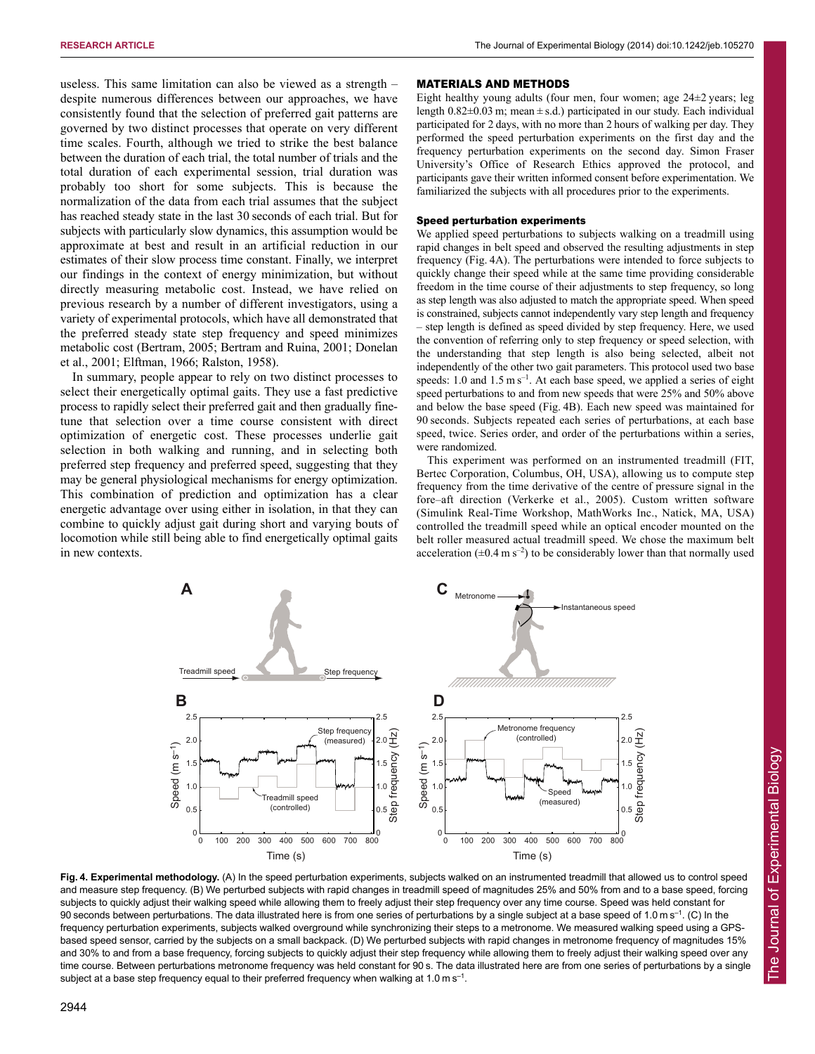useless. This same limitation can also be viewed as a strength – despite numerous differences between our approaches, we have consistently found that the selection of preferred gait patterns are governed by two distinct processes that operate on very different time scales. Fourth, although we tried to strike the best balance between the duration of each trial, the total number of trials and the total duration of each experimental session, trial duration was probably too short for some subjects. This is because the normalization of the data from each trial assumes that the subject has reached steady state in the last 30 seconds of each trial. But for subjects with particularly slow dynamics, this assumption would be approximate at best and result in an artificial reduction in our estimates of their slow process time constant. Finally, we interpret our findings in the context of energy minimization, but without directly measuring metabolic cost. Instead, we have relied on previous research by a number of different investigators, using a variety of experimental protocols, which have all demonstrated that the preferred steady state step frequency and speed minimizes metabolic cost (Bertram, 2005; Bertram and Ruina, 2001; Donelan et al., 2001; Elftman, 1966; Ralston, 1958).

In summary, people appear to rely on two distinct processes to select their energetically optimal gaits. They use a fast predictive process to rapidly select their preferred gait and then gradually fine-tune that selection over a time course consistent with direct optimization of energetic cost. These processes underlie gait selection in both walking and running, and in selecting both preferred step frequency and preferred speed, suggesting that they may be general physiological mechanisms for energy optimization. This combination of prediction and optimization has a clear energetic advantage over using either in isolation, in that they can combine to quickly adjust gait during short and varying bouts of locomotion while still being able to find energetically optimal gaits in new contexts.

## MATERIALS AND METHODS

Eight healthy young adults (four men, four women; age 24±2 years; leg length 0.82±0.03 m; mean ± s.d.) participated in our study. Each individual participated for 2 days, with no more than 2 hours of walking per day. They performed the speed perturbation experiments on the first day and the frequency perturbation experiments on the second day. Simon Fraser University's Office of Research Ethics approved the protocol, and participants gave their written informed consent before experimentation. We familiarized the subjects with all procedures prior to the experiments.

### Speed perturbation experiments

We applied speed perturbations to subjects walking on a treadmill using rapid changes in belt speed and observed the resulting adjustments in step frequency (Fig. 4A). The perturbations were intended to force subjects to quickly change their speed while at the same time providing considerable freedom in the time course of their adjustments to step frequency, so long as step length was also adjusted to match the appropriate speed. When speed is constrained, subjects cannot independently vary step length and frequency – step length is defined as speed divided by step frequency. Here, we used the convention of referring only to step frequency or speed selection, with the understanding that step length is also being selected, albeit not independently of the other two gait parameters. This protocol used two base speeds: 1.0 and 1.5 m s$^{-1}$. At each base speed, we applied a series of eight speed perturbations to and from new speeds that were 25% and 50% above and below the base speed (Fig. 4B). Each new speed was maintained for 90 seconds. Subjects repeated each series of perturbations, at each base speed, twice. Series order, and order of the perturbations within a series, were randomized.

This experiment was performed on an instrumented treadmill (FIT, Bertec Corporation, Columbus, OH, USA), allowing us to compute step frequency from the time derivative of the centre of pressure signal in the fore–aft direction (Verkerke et al., 2005). Custom written software (Simulink Real-Time Workshop, MathWorks Inc., Natick, MA, USA) controlled the treadmill speed while an optical encoder mounted on the belt roller measured actual treadmill speed. We chose the maximum belt acceleration (±0.4 m s$^{-2}$) to be considerably lower than that normally used

**Fig. 4. Experimental methodology.** (A) In the speed perturbation experiments, subjects walked on an instrumented treadmill that allowed us to control speed and measure step frequency. (B) We perturbed subjects with rapid changes in treadmill speed of magnitudes 25% and 50% from and to a base speed, forcing subjects to quickly adjust their walking speed while allowing them to freely adjust their step frequency over any time course. Speed was held constant for 90 seconds between perturbations. The data illustrated here is from one series of perturbations by a single subject at a base speed of 1.0 m s$^{-1}$. (C) In the frequency perturbation experiments, subjects walked overground while synchronizing their steps to a metronome. We measured walking speed using a GPS-based speed sensor, carried by the subjects on a small backpack. (D) We perturbed subjects with rapid changes in metronome frequency of magnitudes 15% and 30% to and from a base frequency, forcing subjects to quickly adjust their step frequency while allowing them to freely adjust their walking speed over any time course. Between perturbations metronome frequency was held constant for 90 s. The data illustrated here are from one series of perturbations by a single subject at a base step frequency equal to their preferred frequency when walking at 1.0 m s$^{-1}$.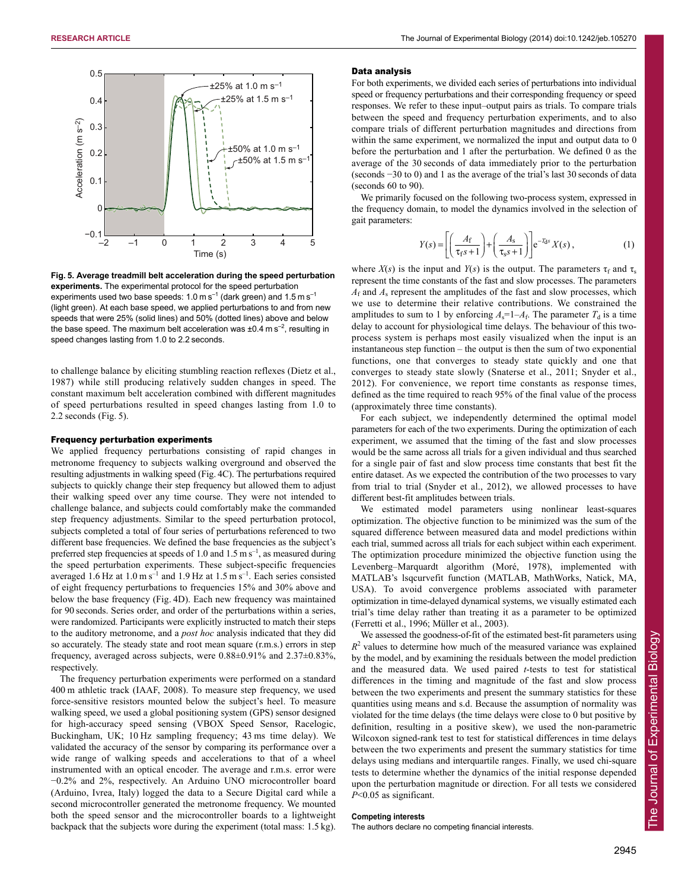Fig. 5. Average treadmill belt acceleration during the speed perturbation experiments. The experimental protocol for the speed perturbation experiments used two base speeds: 1.0 m s$^{-1}$ (dark green) and 1.5 m s$^{-1}$ (light green). At each base speed, we applied perturbations to and from new speeds that were 25% (solid lines) and 50% (dotted lines) above and below the base speed. The maximum belt acceleration was ±0.4 m s$^{-2}$, resulting in speed changes lasting from 1.0 to 2.2 seconds.

to challenge balance by eliciting stumbling reaction reflexes (Dietz et al., 1987) while still producing relatively sudden changes in speed. The constant maximum belt acceleration combined with different magnitudes of speed perturbations resulted in speed changes lasting from 1.0 to 2.2 seconds (Fig. 5).

### Frequency perturbation experiments

We applied frequency perturbations consisting of rapid changes in metronome frequency to subjects walking overground and observed the resulting adjustments in walking speed (Fig. 4C). The perturbations required subjects to quickly change their step frequency but allowed them to adjust their walking speed over any time course. They were not intended to challenge balance, and subjects could comfortably make the commanded step frequency adjustments. Similar to the speed perturbation protocol, subjects completed a total of four series of perturbations referenced to two different base frequencies. We defined the base frequencies as the subject's preferred step frequencies at speeds of 1.0 and 1.5 m s$^{-1}$, as measured during the speed perturbation experiments. These subject-specific frequencies averaged 1.6 Hz at 1.0 m s$^{-1}$ and 1.9 Hz at 1.5 m s$^{-1}$. Each series consisted of eight frequency perturbations to frequencies 15% and 30% above and below the base frequency (Fig. 4D). Each new frequency was maintained for 90 seconds. Series order, and order of the perturbations within a series, were randomized. Participants were explicitly instructed to match their steps to the auditory metronome, and a *post hoc* analysis indicated that they did so accurately. The steady state and root mean square (r.m.s.) errors in step frequency, averaged across subjects, were 0.88±0.91% and 2.37±0.83%, respectively.

The frequency perturbation experiments were performed on a standard 400 m athletic track (IAAF, 2008). To measure step frequency, we used force-sensitive resistors mounted below the subject's heel. To measure walking speed, we used a global positioning system (GPS) sensor designed for high-accuracy speed sensing (VBOX Speed Sensor, Racelogic, Buckingham, UK; 10 Hz sampling frequency; 43 ms time delay). We validated the accuracy of the sensor by comparing its performance over a wide range of walking speeds and accelerations to that of a wheel instrumented with an optical encoder. The average and r.m.s. error were −0.2% and 2%, respectively. An Arduino UNO microcontroller board (Arduino, Ivrea, Italy) logged the data to a Secure Digital card while a second microcontroller generated the metronome frequency. We mounted both the speed sensor and the microcontroller boards to a lightweight backpack that the subjects wore during the experiment (total mass: 1.5 kg).

### Data analysis

For both experiments, we divided each series of perturbations into individual speed or frequency perturbations and their corresponding frequency or speed responses. We refer to these input–output pairs as trials. To compare trials between the speed and frequency perturbation experiments, and to also compare trials of different perturbation magnitudes and directions from within the same experiment, we normalized the input and output data to 0 before the perturbation and 1 after the perturbation. We defined 0 as the average of the 30 seconds of data immediately prior to the perturbation (seconds −30 to 0) and 1 as the average of the trial's last 30 seconds of data (seconds 60 to 90).

We primarily focused on the following two-process system, expressed in the frequency domain, to model the dynamics involved in the selection of gait parameters:

$$Y(s) = \left[\left(\frac{A_f}{\tau_f s+1}\right)+\left(\frac{A_s}{\tau_s s+1}\right)\right]e^{-T_d s}X(s), \quad (1)$$

where $X(s)$ is the input and $Y(s)$ is the output. The parameters $\tau_f$ and $\tau_s$ represent the time constants of the fast and slow processes. The parameters $A_f$ and $A_s$ represent the amplitudes of the fast and slow processes, which we use to determine their relative contributions. We constrained the amplitudes to sum to 1 by enforcing $A_s$=1–$A_f$. The parameter $T_d$ is a time delay to account for physiological time delays. The behaviour of this two-process system is perhaps most easily visualized when the input is an instantaneous step function – the output is then the sum of two exponential functions, one that converges to steady state quickly and one that converges to steady state slowly (Snaterse et al., 2011; Snyder et al., 2012). For convenience, we report time constants as response times, defined as the time required to reach 95% of the final value of the process (approximately three time constants).

For each subject, we independently determined the optimal model parameters for each of the two experiments. During the optimization of each experiment, we assumed that the timing of the fast and slow processes would be the same across all trials for a given individual and thus searched for a single pair of fast and slow process time constants that best fit the entire dataset. As we expected the contribution of the two processes to vary from trial to trial (Snyder et al., 2012), we allowed processes to have different best-fit amplitudes between trials.

We estimated model parameters using nonlinear least-squares optimization. The objective function to be minimized was the sum of the squared difference between measured data and model predictions within each trial, summed across all trials for each subject within each experiment. The optimization procedure minimized the objective function using the Levenberg–Marquardt algorithm (Moré, 1978), implemented with MATLAB's lsqcurvefit function (MATLAB, MathWorks, Natick, MA, USA). To avoid convergence problems associated with parameter optimization in time-delayed dynamical systems, we visually estimated each trial's time delay rather than treating it as a parameter to be optimized (Ferretti et al., 1996; Müller et al., 2003).

We assessed the goodness-of-fit of the estimated best-fit parameters using $R^2$ values to determine how much of the measured variance was explained by the model, and by examining the residuals between the model prediction and the measured data. We used paired *t*-tests to test for statistical differences in the timing and magnitude of the fast and slow process between the two experiments and present the summary statistics for these quantities using means and s.d. Because the assumption of normality was violated for the time delays (the time delays were close to 0 but positive by definition, resulting in a positive skew), we used the non-parametric Wilcoxon signed-rank test to test for statistical differences in time delays between the two experiments and present the summary statistics for time delays using medians and interquartile ranges. Finally, we used chi-square tests to determine whether the dynamics of the initial response depended upon the perturbation magnitude or direction. For all tests we considered $P$<0.05 as significant.

#### Competing interests

The authors declare no competing financial interests.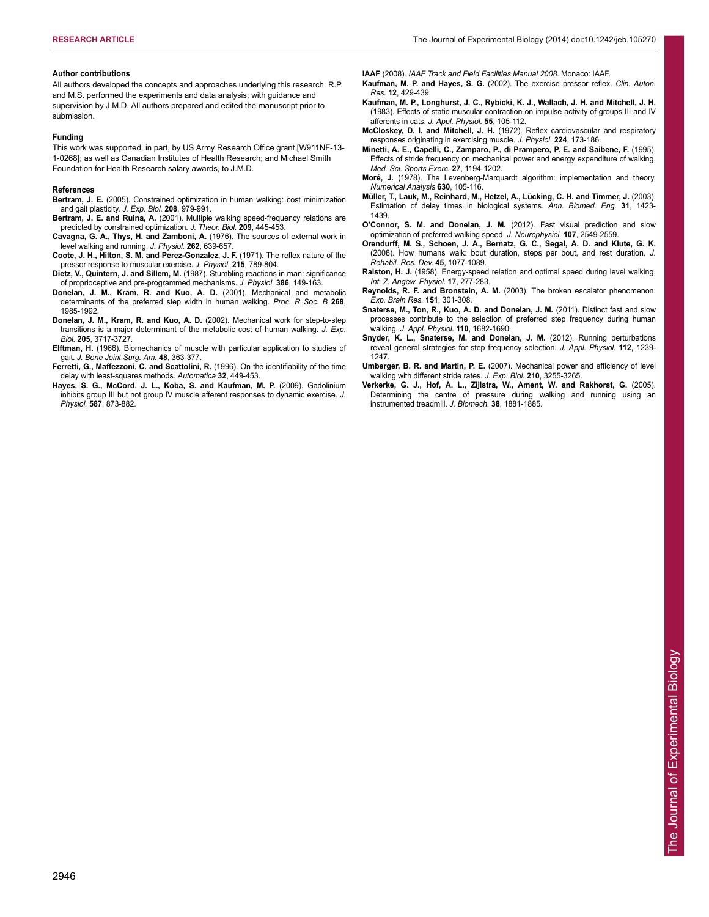### Author contributions

All authors developed the concepts and approaches underlying this research. R.P. and M.S. performed the experiments and data analysis, with guidance and supervision by J.M.D. All authors prepared and edited the manuscript prior to submission.

### Funding

This work was supported, in part, by US Army Research Office grant [W911NF-13-1-0268]; as well as Canadian Institutes of Health Research; and Michael Smith Foundation for Health Research salary awards, to J.M.D.

### References

**Bertram, J. E.** (2005). Constrained optimization in human walking: cost minimization and gait plasticity. *J. Exp. Biol.* **208**, 979-991.

**Bertram, J. E. and Ruina, A.** (2001). Multiple walking speed-frequency relations are predicted by constrained optimization. *J. Theor. Biol.* **209**, 445-453.

**Cavagna, G. A., Thys, H. and Zamboni, A.** (1976). The sources of external work in level walking and running. *J. Physiol.* **262**, 639-657.

**Coote, J. H., Hilton, S. M. and Perez-Gonzalez, J. F.** (1971). The reflex nature of the pressor response to muscular exercise. *J. Physiol.* **215**, 789-804.

**Dietz, V., Quintern, J. and Sillem, M.** (1987). Stumbling reactions in man: significance of proprioceptive and pre-programmed mechanisms. *J. Physiol.* **386**, 149-163.

**Donelan, J. M., Kram, R. and Kuo, A. D.** (2001). Mechanical and metabolic determinants of the preferred step width in human walking. *Proc. R Soc. B* **268**, 1985-1992.

**Donelan, J. M., Kram, R. and Kuo, A. D.** (2002). Mechanical work for step-to-step transitions is a major determinant of the metabolic cost of human walking. *J. Exp. Biol.* **205**, 3717-3727.

**Elftman, H.** (1966). Biomechanics of muscle with particular application to studies of gait. *J. Bone Joint Surg. Am.* **48**, 363-377.

**Ferretti, G., Maffezzoni, C. and Scattolini, R.** (1996). On the identifiability of the time delay with least-squares methods. *Automatica* **32**, 449-453.

**Hayes, S. G., McCord, J. L., Koba, S. and Kaufman, M. P.** (2009). Gadolinium inhibits group III but not group IV muscle afferent responses to dynamic exercise. *J. Physiol.* **587**, 873-882.

**IAAF** (2008). *IAAF Track and Field Facilities Manual 2008*. Monaco: IAAF.

**Kaufman, M. P. and Hayes, S. G.** (2002). The exercise pressor reflex. *Clin. Auton. Res.* **12**, 429-439.

**Kaufman, M. P., Longhurst, J. C., Rybicki, K. J., Wallach, J. H. and Mitchell, J. H.** (1983). Effects of static muscular contraction on impulse activity of groups III and IV afferents in cats. *J. Appl. Physiol.* **55**, 105-112.

**McCloskey, D. I. and Mitchell, J. H.** (1972). Reflex cardiovascular and respiratory responses originating in exercising muscle. *J. Physiol.* **224**, 173-186.

**Minetti, A. E., Capelli, C., Zamparo, P., di Prampero, P. E. and Saibene, F.** (1995). Effects of stride frequency on mechanical power and energy expenditure of walking. *Med. Sci. Sports Exerc.* **27**, 1194-1202.

**Moré, J.** (1978). The Levenberg-Marquardt algorithm: implementation and theory. *Numerical Analysis* **630**, 105-116.

**Müller, T., Lauk, M., Reinhard, M., Hetzel, A., Lücking, C. H. and Timmer, J.** (2003). Estimation of delay times in biological systems. *Ann. Biomed. Eng.* **31**, 1423-1439.

**O'Connor, S. M. and Donelan, J. M.** (2012). Fast visual prediction and slow optimization of preferred walking speed. *J. Neurophysiol.* **107**, 2549-2559.

**Orendurff, M. S., Schoen, J. A., Bernatz, G. C., Segal, A. D. and Klute, G. K.** (2008). How humans walk: bout duration, steps per bout, and rest duration. *J. Rehabil. Res. Dev.* **45**, 1077-1089.

**Ralston, H. J.** (1958). Energy-speed relation and optimal speed during level walking. *Int. Z. Angew. Physiol.* **17**, 277-283.

**Reynolds, R. F. and Bronstein, A. M.** (2003). The broken escalator phenomenon. *Exp. Brain Res.* **151**, 301-308.

**Snaterse, M., Ton, R., Kuo, A. D. and Donelan, J. M.** (2011). Distinct fast and slow processes contribute to the selection of preferred step frequency during human walking. *J. Appl. Physiol.* **110**, 1682-1690.

**Snyder, K. L., Snaterse, M. and Donelan, J. M.** (2012). Running perturbations reveal general strategies for step frequency selection. *J. Appl. Physiol.* **112**, 1239-1247.

**Umberger, B. R. and Martin, P. E.** (2007). Mechanical power and efficiency of level walking with different stride rates. *J. Exp. Biol.* **210**, 3255-3265.

**Verkerke, G. J., Hof, A. L., Zijlstra, W., Ament, W. and Rakhorst, G.** (2005). Determining the centre of pressure during walking and running using an instrumented treadmill. *J. Biomech.* **38**, 1881-1885.